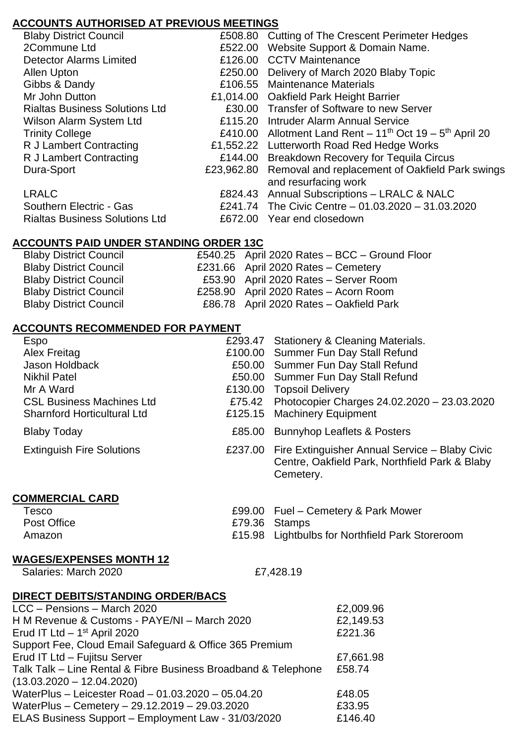## ACCOUNTS AUTHORISED AT PREVIOUS MEETINGS

| | | |
|---|---|---|
| Blaby District Council | £508.80 | Cutting of The Crescent Perimeter Hedges |
| 2Commune Ltd | £522.00 | Website Support & Domain Name. |
| Detector Alarms Limited | £126.00 | CCTV Maintenance |
| Allen Upton | £250.00 | Delivery of March 2020 Blaby Topic |
| Gibbs & Dandy | £106.55 | Maintenance Materials |
| Mr John Dutton | £1,014.00 | Oakfield Park Height Barrier |
| Rialtas Business Solutions Ltd | £30.00 | Transfer of Software to new Server |
| Wilson Alarm System Ltd | £115.20 | Intruder Alarm Annual Service |
| Trinity College | £410.00 | Allotment Land Rent – 11th Oct 19 – 5th April 20 |
| R J Lambert Contracting | £1,552.22 | Lutterworth Road Red Hedge Works |
| R J Lambert Contracting | £144.00 | Breakdown Recovery for Tequila Circus |
| Dura-Sport | £23,962.80 | Removal and replacement of Oakfield Park swings and resurfacing work |
| LRALC | £824.43 | Annual Subscriptions – LRALC & NALC |
| Southern Electric - Gas | £241.74 | The Civic Centre – 01.03.2020 – 31.03.2020 |
| Rialtas Business Solutions Ltd | £672.00 | Year end closedown |

## ACCOUNTS PAID UNDER STANDING ORDER 13C

| | | |
|---|---|---|
| Blaby District Council | £540.25 | April 2020 Rates – BCC – Ground Floor |
| Blaby District Council | £231.66 | April 2020 Rates – Cemetery |
| Blaby District Council | £53.90 | April 2020 Rates – Server Room |
| Blaby District Council | £258.90 | April 2020 Rates – Acorn Room |
| Blaby District Council | £86.78 | April 2020 Rates – Oakfield Park |

## ACCOUNTS RECOMMENDED FOR PAYMENT

| | | |
|---|---|---|
| Espo | £293.47 | Stationery & Cleaning Materials. |
| Alex Freitag | £100.00 | Summer Fun Day Stall Refund |
| Jason Holdback | £50.00 | Summer Fun Day Stall Refund |
| Nikhil Patel | £50.00 | Summer Fun Day Stall Refund |
| Mr A Ward | £130.00 | Topsoil Delivery |
| CSL Business Machines Ltd | £75.42 | Photocopier Charges 24.02.2020 – 23.03.2020 |
| Sharnford Horticultural Ltd | £125.15 | Machinery Equipment |
| Blaby Today | £85.00 | Bunnyhop Leaflets & Posters |
| Extinguish Fire Solutions | £237.00 | Fire Extinguisher Annual Service – Blaby Civic Centre, Oakfield Park, Northfield Park & Blaby Cemetery. |

## COMMERCIAL CARD

| | | |
|---|---|---|
| Tesco | £99.00 | Fuel – Cemetery & Park Mower |
| Post Office | £79.36 | Stamps |
| Amazon | £15.98 | Lightbulbs for Northfield Park Storeroom |

## WAGES/EXPENSES MONTH 12

| | |
|---|---|
| Salaries: March 2020 | £7,428.19 |

## DIRECT DEBITS/STANDING ORDER/BACS

| | |
|---|---|
| LCC – Pensions – March 2020 | £2,009.96 |
| H M Revenue & Customs - PAYE/NI – March 2020 | £2,149.53 |
| Erud IT Ltd – 1st April 2020 Support Fee, Cloud Email Safeguard & Office 365 Premium | £221.36 |
| Erud IT Ltd – Fujitsu Server | £7,661.98 |
| Talk Talk – Line Rental & Fibre Business Broadband & Telephone (13.03.2020 – 12.04.2020) | £58.74 |
| WaterPlus – Leicester Road – 01.03.2020 – 05.04.20 | £48.05 |
| WaterPlus – Cemetery – 29.12.2019 – 29.03.2020 | £33.95 |
| ELAS Business Support – Employment Law - 31/03/2020 | £146.40 |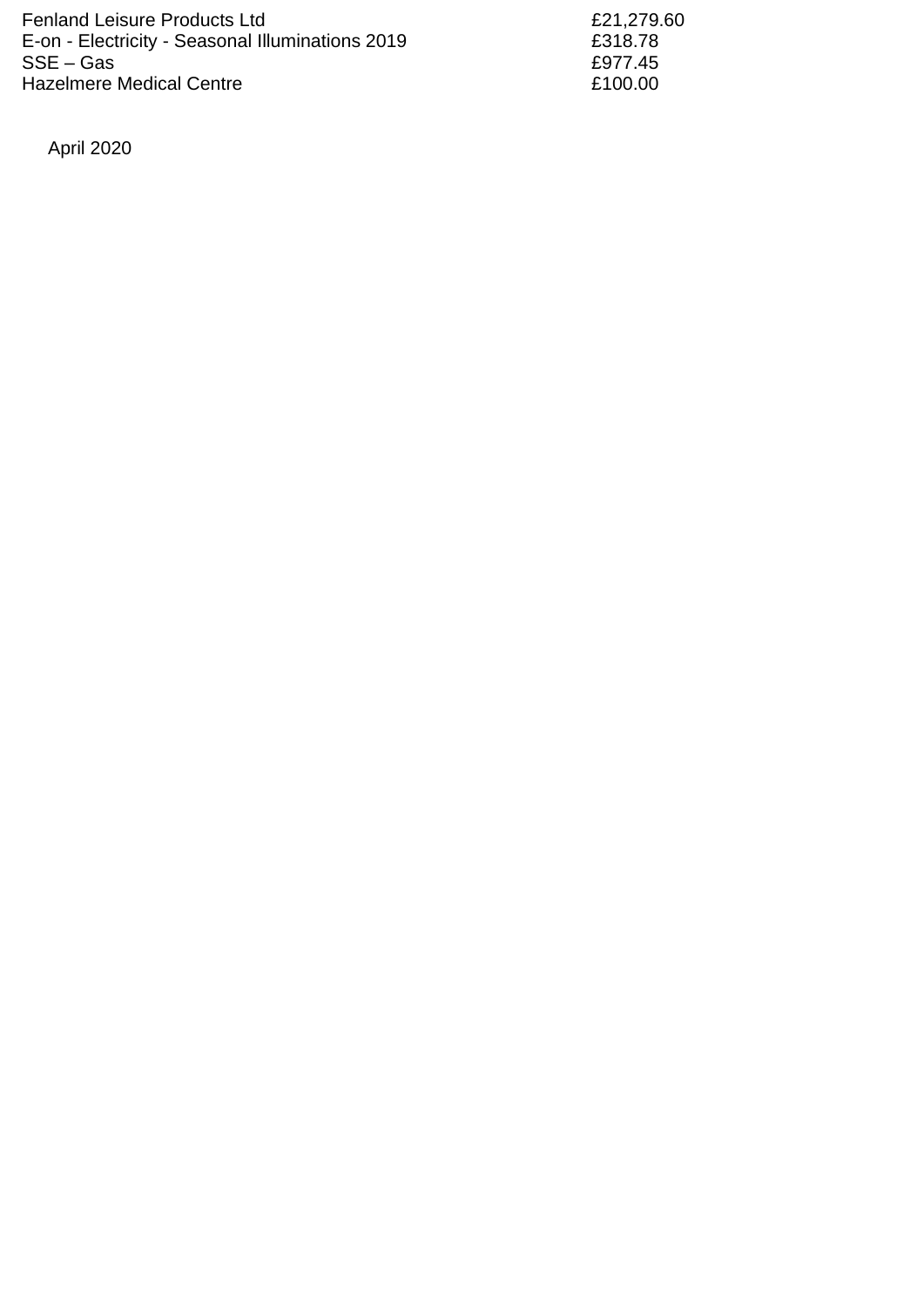| | |
|---|---|
| Fenland Leisure Products Ltd | £21,279.60 |
| E-on - Electricity - Seasonal Illuminations 2019 | £318.78 |
| SSE – Gas | £977.45 |
| Hazelmere Medical Centre | £100.00 |

April 2020